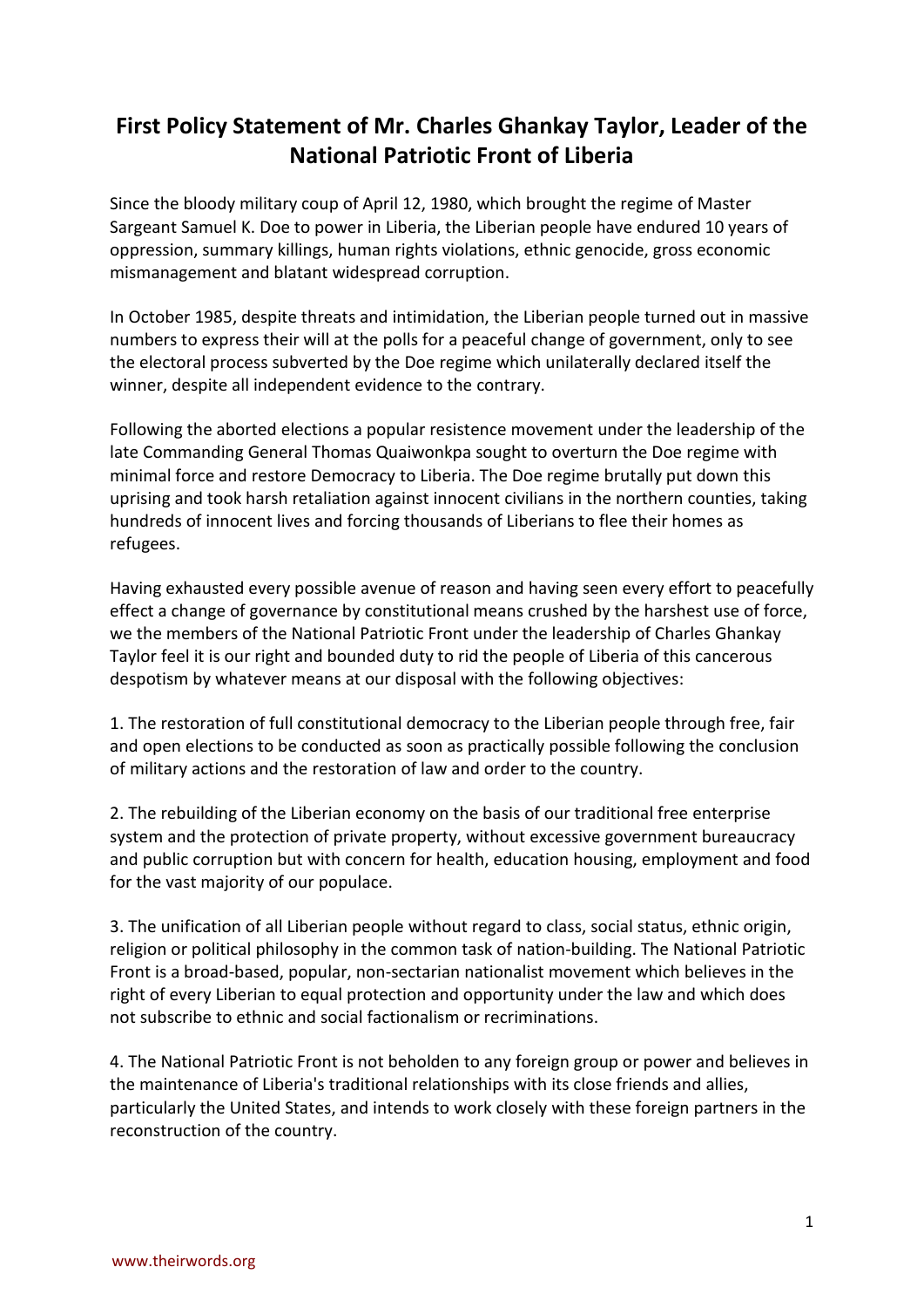# First Policy Statement of Mr. Charles Ghankay Taylor, Leader of the National Patriotic Front of Liberia

Since the bloody military coup of April 12, 1980, which brought the regime of Master Sargeant Samuel K. Doe to power in Liberia, the Liberian people have endured 10 years of oppression, summary killings, human rights violations, ethnic genocide, gross economic mismanagement and blatant widespread corruption.

In October 1985, despite threats and intimidation, the Liberian people turned out in massive numbers to express their will at the polls for a peaceful change of government, only to see the electoral process subverted by the Doe regime which unilaterally declared itself the winner, despite all independent evidence to the contrary.

Following the aborted elections a popular resistence movement under the leadership of the late Commanding General Thomas Quaiwonkpa sought to overturn the Doe regime with minimal force and restore Democracy to Liberia. The Doe regime brutally put down this uprising and took harsh retaliation against innocent civilians in the northern counties, taking hundreds of innocent lives and forcing thousands of Liberians to flee their homes as refugees.

Having exhausted every possible avenue of reason and having seen every effort to peacefully effect a change of governance by constitutional means crushed by the harshest use of force, we the members of the National Patriotic Front under the leadership of Charles Ghankay Taylor feel it is our right and bounded duty to rid the people of Liberia of this cancerous despotism by whatever means at our disposal with the following objectives:

1. The restoration of full constitutional democracy to the Liberian people through free, fair and open elections to be conducted as soon as practically possible following the conclusion of military actions and the restoration of law and order to the country.

2. The rebuilding of the Liberian economy on the basis of our traditional free enterprise system and the protection of private property, without excessive government bureaucracy and public corruption but with concern for health, education housing, employment and food for the vast majority of our populace.

3. The unification of all Liberian people without regard to class, social status, ethnic origin, religion or political philosophy in the common task of nation-building. The National Patriotic Front is a broad-based, popular, non-sectarian nationalist movement which believes in the right of every Liberian to equal protection and opportunity under the law and which does not subscribe to ethnic and social factionalism or recriminations.

4. The National Patriotic Front is not beholden to any foreign group or power and believes in the maintenance of Liberia's traditional relationships with its close friends and allies, particularly the United States, and intends to work closely with these foreign partners in the reconstruction of the country.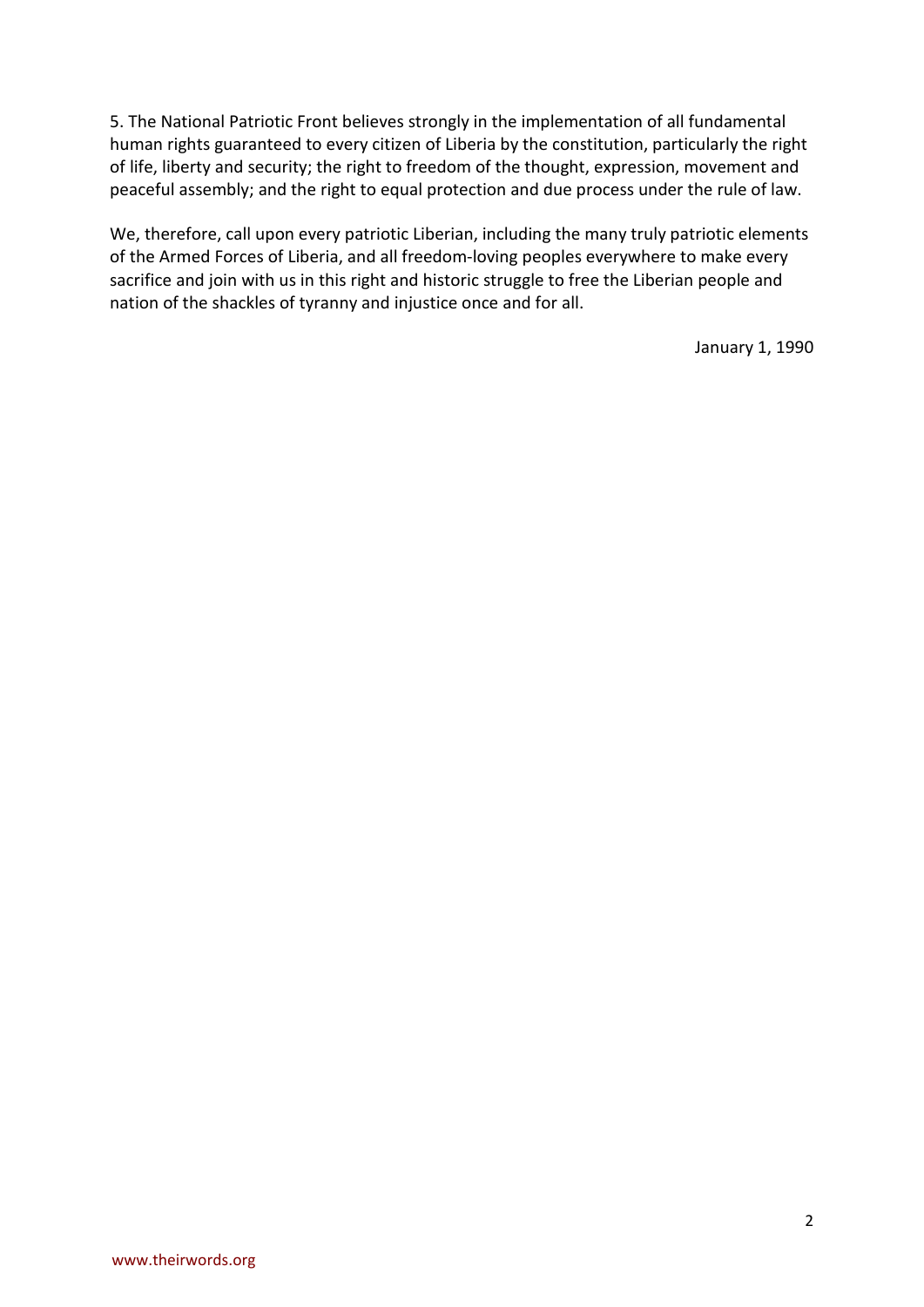5. The National Patriotic Front believes strongly in the implementation of all fundamental human rights guaranteed to every citizen of Liberia by the constitution, particularly the right of life, liberty and security; the right to freedom of the thought, expression, movement and peaceful assembly; and the right to equal protection and due process under the rule of law.

We, therefore, call upon every patriotic Liberian, including the many truly patriotic elements of the Armed Forces of Liberia, and all freedom-loving peoples everywhere to make every sacrifice and join with us in this right and historic struggle to free the Liberian people and nation of the shackles of tyranny and injustice once and for all.

January 1, 1990